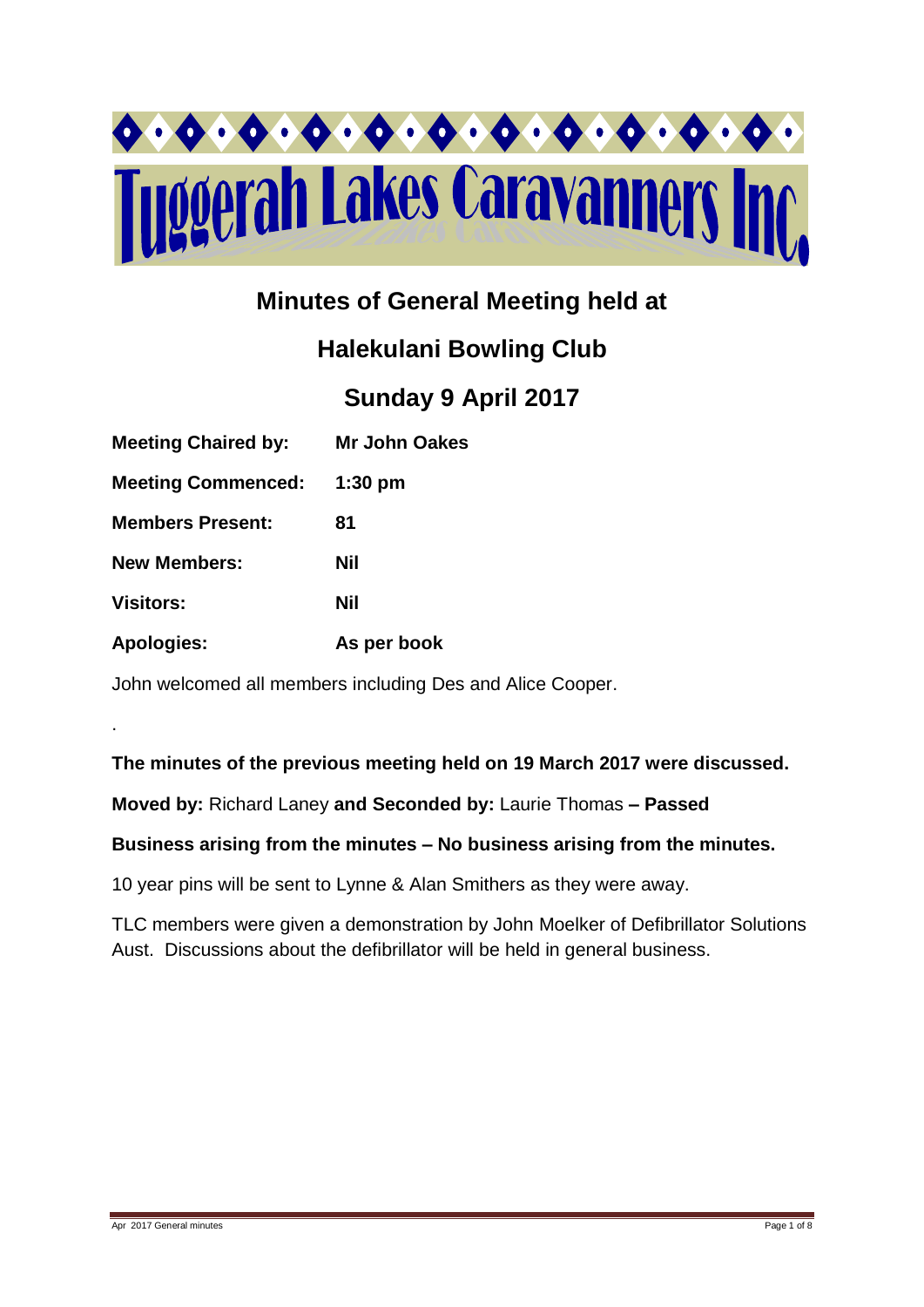# Tuggerah Lakes Caravanners Inc

## Minutes of General Meeting held at

## Halekulani Bowling Club

## Sunday 9 April 2017

| | |
|---|---|
| **Meeting Chaired by:** | **Mr John Oakes** |
| **Meeting Commenced:** | **1:30 pm** |
| **Members Present:** | **81** |
| **New Members:** | **Nil** |
| **Visitors:** | **Nil** |
| **Apologies:** | **As per book** |

John welcomed all members including Des and Alice Cooper.

.

**The minutes of the previous meeting held on 19 March 2017 were discussed.**

**Moved by:** Richard Laney **and Seconded by:** Laurie Thomas **– Passed**

**Business arising from the minutes – No business arising from the minutes.**

10 year pins will be sent to Lynne & Alan Smithers as they were away.

TLC members were given a demonstration by John Moelker of Defibrillator Solutions Aust. Discussions about the defibrillator will be held in general business.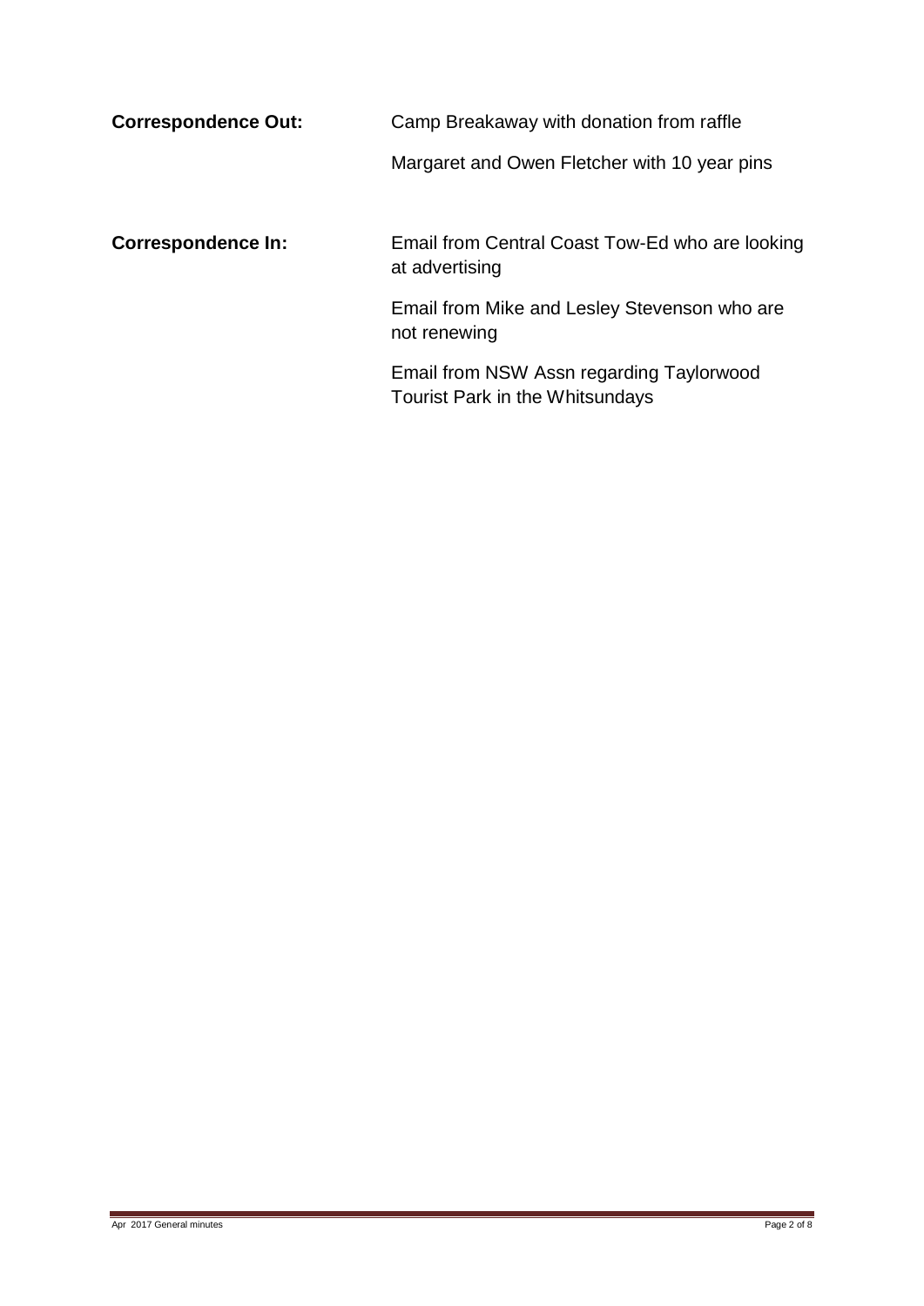**Correspondence Out:**

Camp Breakaway with donation from raffle

Margaret and Owen Fletcher with 10 year pins

**Correspondence In:**

Email from Central Coast Tow-Ed who are looking at advertising

Email from Mike and Lesley Stevenson who are not renewing

Email from NSW Assn regarding Taylorwood Tourist Park in the Whitsundays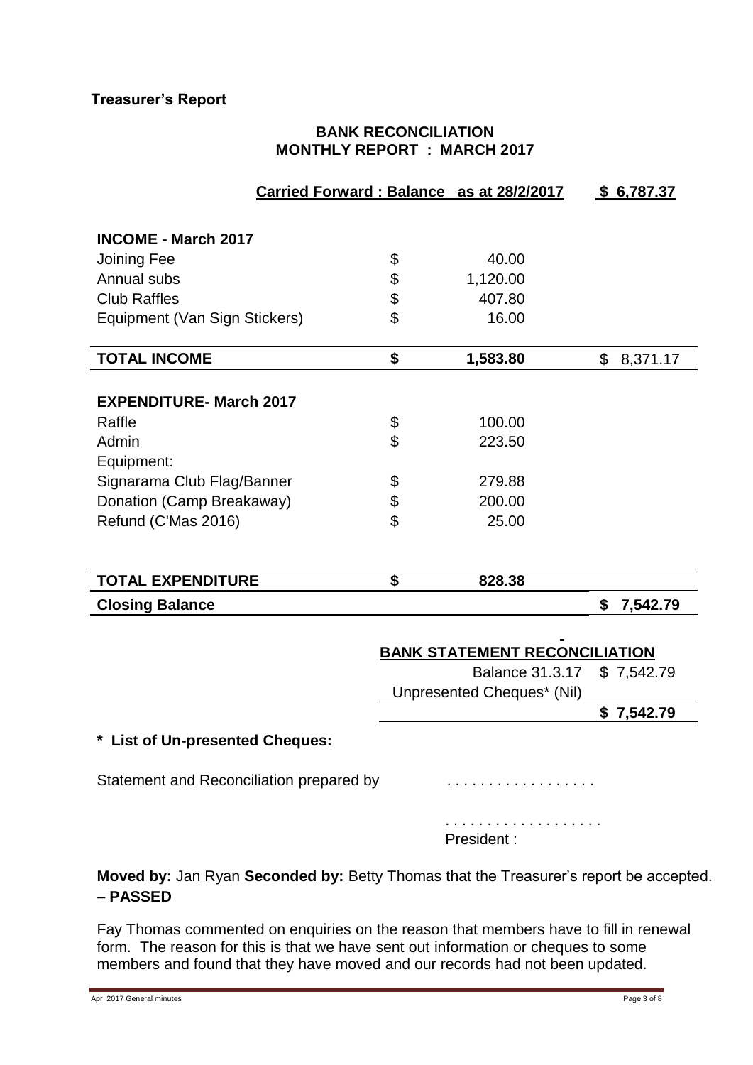**Treasurer's Report**

**BANK RECONCILIATION**
**MONTHLY REPORT : MARCH 2017**

| | | | |
|---|---|---|---|
| **Carried Forward : Balance as at 28/2/2017** | | | **$ 6,787.37** |
| **INCOME - March 2017** | | | |
| Joining Fee | $ | 40.00 | |
| Annual subs | $ | 1,120.00 | |
| Club Raffles | $ | 407.80 | |
| Equipment (Van Sign Stickers) | $ | 16.00 | |
| **TOTAL INCOME** | **$** | **1,583.80** | $ 8,371.17 |
| **EXPENDITURE- March 2017** | | | |
| Raffle | $ | 100.00 | |
| Admin | $ | 223.50 | |
| Equipment: | | | |
| Signarama Club Flag/Banner | $ | 279.88 | |
| Donation (Camp Breakaway) | $ | 200.00 | |
| Refund (C'Mas 2016) | $ | 25.00 | |
| **TOTAL EXPENDITURE** | **$** | **828.38** | |
| **Closing Balance** | | | **$ 7,542.79** |

**BANK STATEMENT RECONCILIATION**

| | |
|---|---|
| Balance 31.3.17 | $ 7,542.79 |
| Unpresented Cheques* (Nil) | |
| | **$ 7,542.79** |

**\* List of Un-presented Cheques:**

Statement and Reconciliation prepared by . . . . . . . . . . . . . . . . . .

. . . . . . . . . . . . . . . . . . .
President :

**Moved by:** Jan Ryan **Seconded by:** Betty Thomas that the Treasurer's report be accepted. – **PASSED**

Fay Thomas commented on enquiries on the reason that members have to fill in renewal form. The reason for this is that we have sent out information or cheques to some members and found that they have moved and our records had not been updated.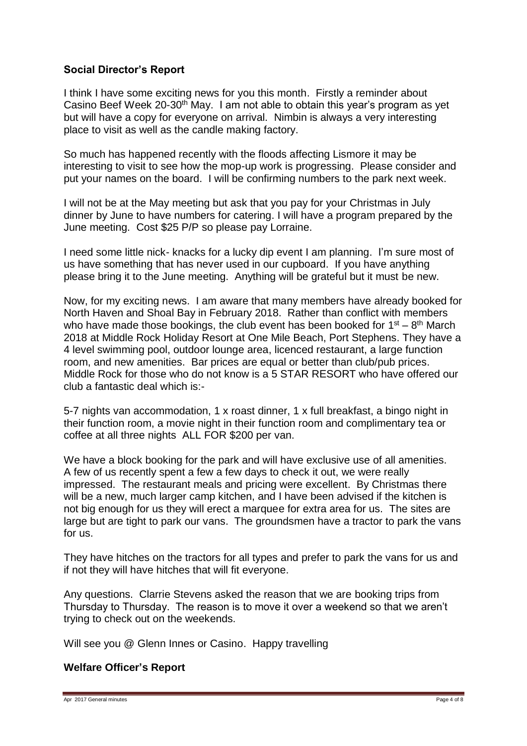**Social Director's Report**

I think I have some exciting news for you this month. Firstly a reminder about Casino Beef Week 20-30th May. I am not able to obtain this year's program as yet but will have a copy for everyone on arrival. Nimbin is always a very interesting place to visit as well as the candle making factory.

So much has happened recently with the floods affecting Lismore it may be interesting to visit to see how the mop-up work is progressing. Please consider and put your names on the board. I will be confirming numbers to the park next week.

I will not be at the May meeting but ask that you pay for your Christmas in July dinner by June to have numbers for catering. I will have a program prepared by the June meeting. Cost $25 P/P so please pay Lorraine.

I need some little nick- knacks for a lucky dip event I am planning. I'm sure most of us have something that has never used in our cupboard. If you have anything please bring it to the June meeting. Anything will be grateful but it must be new.

Now, for my exciting news. I am aware that many members have already booked for North Haven and Shoal Bay in February 2018. Rather than conflict with members who have made those bookings, the club event has been booked for 1st – 8th March 2018 at Middle Rock Holiday Resort at One Mile Beach, Port Stephens. They have a 4 level swimming pool, outdoor lounge area, licenced restaurant, a large function room, and new amenities. Bar prices are equal or better than club/pub prices. Middle Rock for those who do not know is a 5 STAR RESORT who have offered our club a fantastic deal which is:-

5-7 nights van accommodation, 1 x roast dinner, 1 x full breakfast, a bingo night in their function room, a movie night in their function room and complimentary tea or coffee at all three nights ALL FOR $200 per van.

We have a block booking for the park and will have exclusive use of all amenities. A few of us recently spent a few a few days to check it out, we were really impressed. The restaurant meals and pricing were excellent. By Christmas there will be a new, much larger camp kitchen, and I have been advised if the kitchen is not big enough for us they will erect a marquee for extra area for us. The sites are large but are tight to park our vans. The groundsmen have a tractor to park the vans for us.

They have hitches on the tractors for all types and prefer to park the vans for us and if not they will have hitches that will fit everyone.

Any questions. Clarrie Stevens asked the reason that we are booking trips from Thursday to Thursday. The reason is to move it over a weekend so that we aren't trying to check out on the weekends.

Will see you @ Glenn Innes or Casino. Happy travelling

**Welfare Officer's Report**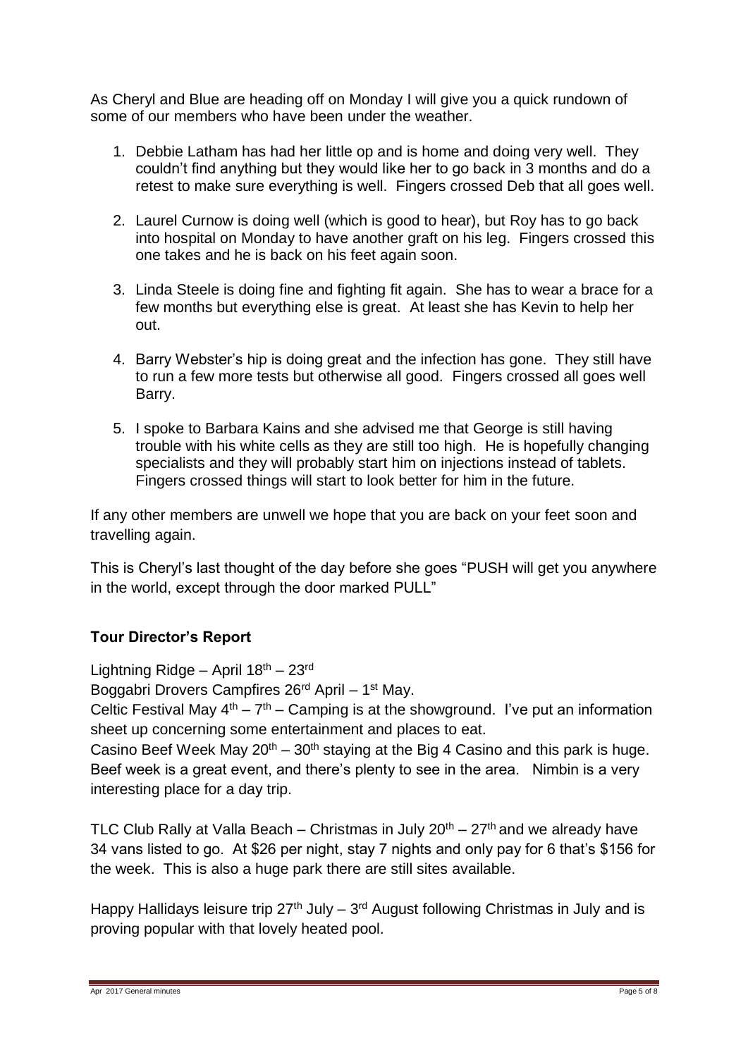As Cheryl and Blue are heading off on Monday I will give you a quick rundown of some of our members who have been under the weather.

1. Debbie Latham has had her little op and is home and doing very well. They couldn't find anything but they would like her to go back in 3 months and do a retest to make sure everything is well. Fingers crossed Deb that all goes well.

2. Laurel Curnow is doing well (which is good to hear), but Roy has to go back into hospital on Monday to have another graft on his leg. Fingers crossed this one takes and he is back on his feet again soon.

3. Linda Steele is doing fine and fighting fit again. She has to wear a brace for a few months but everything else is great. At least she has Kevin to help her out.

4. Barry Webster's hip is doing great and the infection has gone. They still have to run a few more tests but otherwise all good. Fingers crossed all goes well Barry.

5. I spoke to Barbara Kains and she advised me that George is still having trouble with his white cells as they are still too high. He is hopefully changing specialists and they will probably start him on injections instead of tablets. Fingers crossed things will start to look better for him in the future.

If any other members are unwell we hope that you are back on your feet soon and travelling again.

This is Cheryl's last thought of the day before she goes "PUSH will get you anywhere in the world, except through the door marked PULL"

**Tour Director's Report**

Lightning Ridge – April 18th – 23rd
Boggabri Drovers Campfires 26rd April – 1st May.
Celtic Festival May 4th – 7th – Camping is at the showground. I've put an information sheet up concerning some entertainment and places to eat.
Casino Beef Week May 20th – 30th staying at the Big 4 Casino and this park is huge. Beef week is a great event, and there's plenty to see in the area. Nimbin is a very interesting place for a day trip.

TLC Club Rally at Valla Beach – Christmas in July 20th – 27th and we already have 34 vans listed to go. At $26 per night, stay 7 nights and only pay for 6 that's $156 for the week. This is also a huge park there are still sites available.

Happy Hallidays leisure trip 27th July – 3rd August following Christmas in July and is proving popular with that lovely heated pool.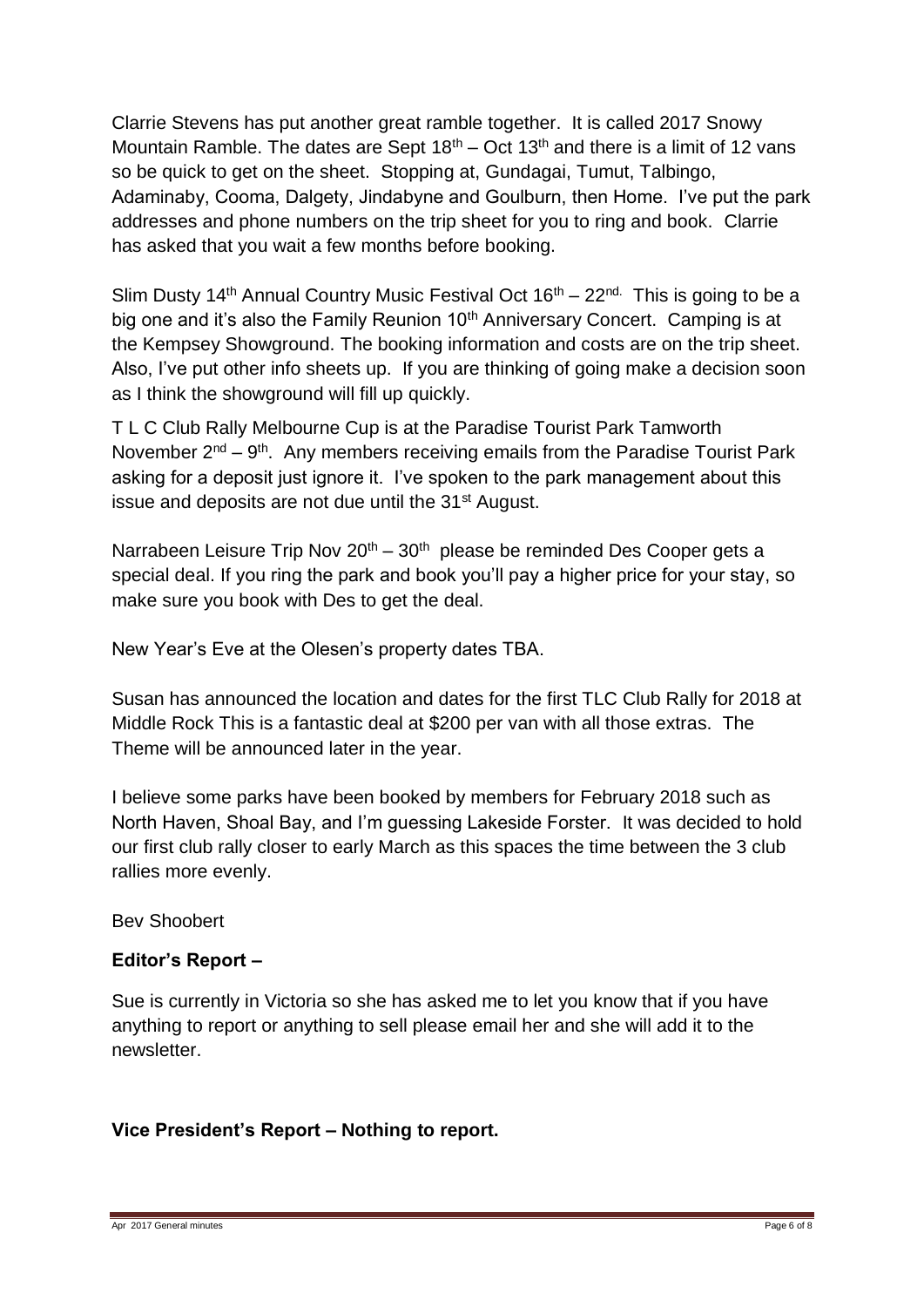Clarrie Stevens has put another great ramble together. It is called 2017 Snowy Mountain Ramble. The dates are Sept 18th – Oct 13th and there is a limit of 12 vans so be quick to get on the sheet. Stopping at, Gundagai, Tumut, Talbingo, Adaminaby, Cooma, Dalgety, Jindabyne and Goulburn, then Home. I've put the park addresses and phone numbers on the trip sheet for you to ring and book. Clarrie has asked that you wait a few months before booking.

Slim Dusty 14th Annual Country Music Festival Oct 16th – 22nd. This is going to be a big one and it's also the Family Reunion 10th Anniversary Concert. Camping is at the Kempsey Showground. The booking information and costs are on the trip sheet. Also, I've put other info sheets up. If you are thinking of going make a decision soon as I think the showground will fill up quickly.

T L C Club Rally Melbourne Cup is at the Paradise Tourist Park Tamworth November 2nd – 9th. Any members receiving emails from the Paradise Tourist Park asking for a deposit just ignore it. I've spoken to the park management about this issue and deposits are not due until the 31st August.

Narrabeen Leisure Trip Nov 20th – 30th please be reminded Des Cooper gets a special deal. If you ring the park and book you'll pay a higher price for your stay, so make sure you book with Des to get the deal.

New Year's Eve at the Olesen's property dates TBA.

Susan has announced the location and dates for the first TLC Club Rally for 2018 at Middle Rock This is a fantastic deal at $200 per van with all those extras. The Theme will be announced later in the year.

I believe some parks have been booked by members for February 2018 such as North Haven, Shoal Bay, and I'm guessing Lakeside Forster. It was decided to hold our first club rally closer to early March as this spaces the time between the 3 club rallies more evenly.

Bev Shoobert

**Editor's Report –**

Sue is currently in Victoria so she has asked me to let you know that if you have anything to report or anything to sell please email her and she will add it to the newsletter.

**Vice President's Report – Nothing to report.**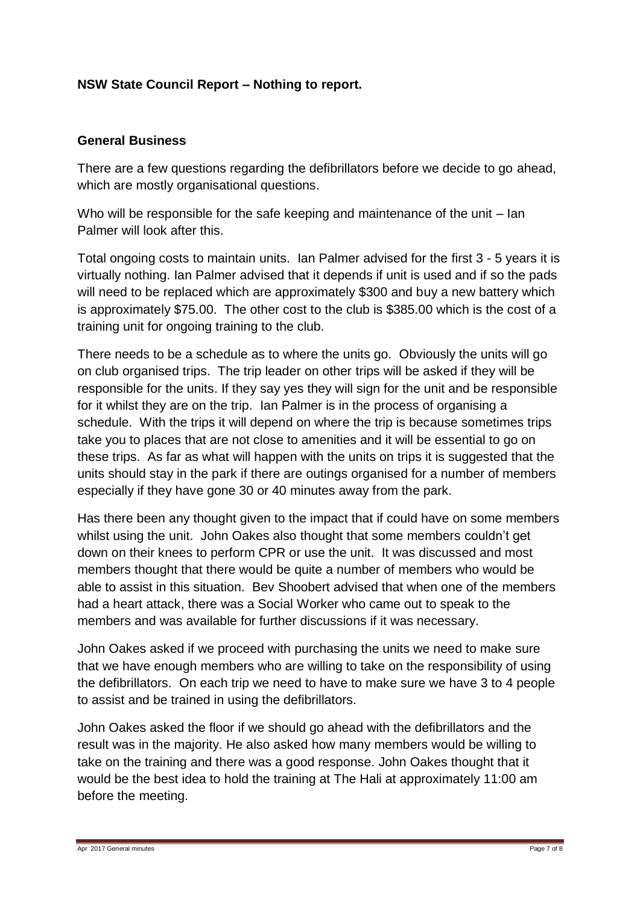**NSW State Council Report – Nothing to report.**

**General Business**

There are a few questions regarding the defibrillators before we decide to go ahead, which are mostly organisational questions.

Who will be responsible for the safe keeping and maintenance of the unit – Ian Palmer will look after this.

Total ongoing costs to maintain units. Ian Palmer advised for the first 3 - 5 years it is virtually nothing. Ian Palmer advised that it depends if unit is used and if so the pads will need to be replaced which are approximately $300 and buy a new battery which is approximately $75.00. The other cost to the club is $385.00 which is the cost of a training unit for ongoing training to the club.

There needs to be a schedule as to where the units go. Obviously the units will go on club organised trips. The trip leader on other trips will be asked if they will be responsible for the units. If they say yes they will sign for the unit and be responsible for it whilst they are on the trip. Ian Palmer is in the process of organising a schedule. With the trips it will depend on where the trip is because sometimes trips take you to places that are not close to amenities and it will be essential to go on these trips. As far as what will happen with the units on trips it is suggested that the units should stay in the park if there are outings organised for a number of members especially if they have gone 30 or 40 minutes away from the park.

Has there been any thought given to the impact that if could have on some members whilst using the unit. John Oakes also thought that some members couldn't get down on their knees to perform CPR or use the unit. It was discussed and most members thought that there would be quite a number of members who would be able to assist in this situation. Bev Shoobert advised that when one of the members had a heart attack, there was a Social Worker who came out to speak to the members and was available for further discussions if it was necessary.

John Oakes asked if we proceed with purchasing the units we need to make sure that we have enough members who are willing to take on the responsibility of using the defibrillators. On each trip we need to have to make sure we have 3 to 4 people to assist and be trained in using the defibrillators.

John Oakes asked the floor if we should go ahead with the defibrillators and the result was in the majority. He also asked how many members would be willing to take on the training and there was a good response. John Oakes thought that it would be the best idea to hold the training at The Hali at approximately 11:00 am before the meeting.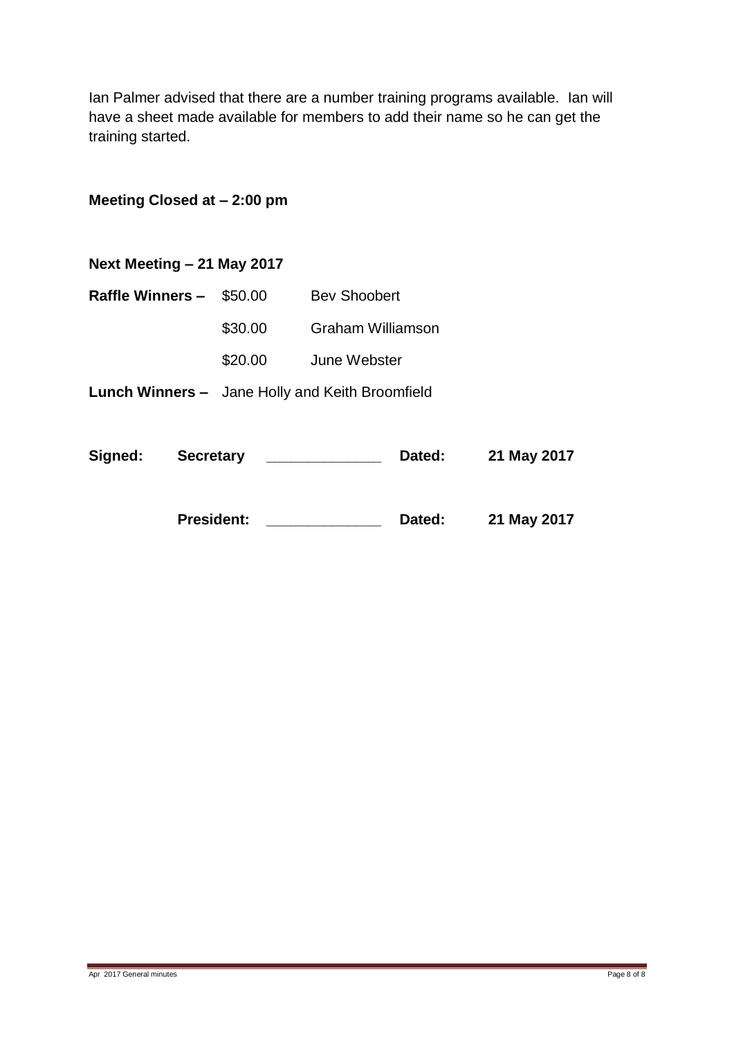Ian Palmer advised that there are a number training programs available. Ian will have a sheet made available for members to add their name so he can get the training started.

**Meeting Closed at – 2:00 pm**

**Next Meeting – 21 May 2017**

| | | |
|---|---|---|
| **Raffle Winners –** | $50.00 | Bev Shoobert |
| | $30.00 | Graham Williamson |
| | $20.00 | June Webster |

**Lunch Winners –** Jane Holly and Keith Broomfield

| | | | | |
|---|---|---|---|---|
| **Signed:** | **Secretary** | _____________ | **Dated:** | **21 May 2017** |
| | **President:** | _____________ | **Dated:** | **21 May 2017** |